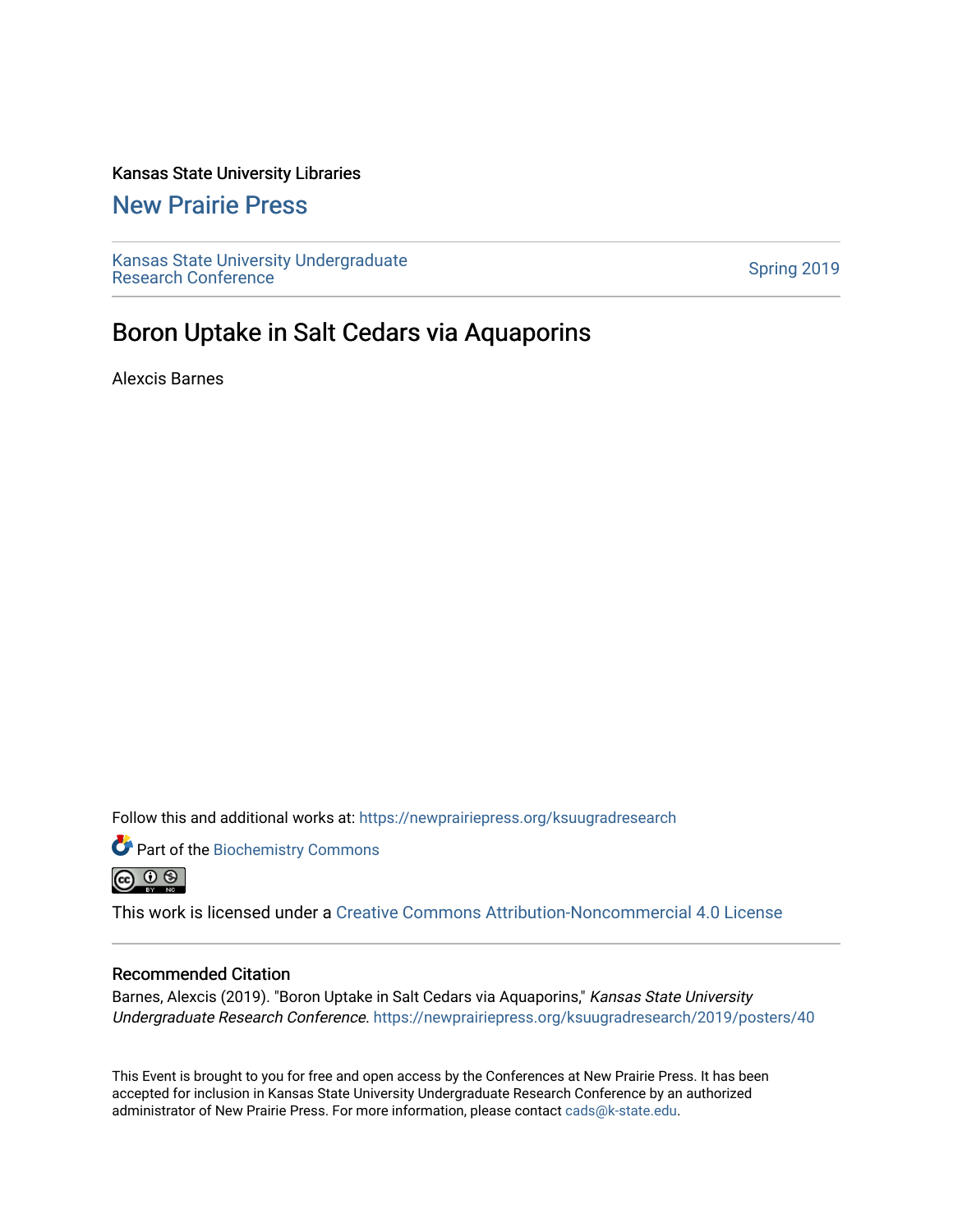Kansas State University Libraries

## New Prairie Press

Kansas State University Undergraduate Research Conference

Spring 2019

# Boron Uptake in Salt Cedars via Aquaporins

Alexcis Barnes

Follow this and additional works at: https://newprairiepress.org/ksuugradresearch

Part of the Biochemistry Commons

This work is licensed under a Creative Commons Attribution-Noncommercial 4.0 License

### Recommended Citation

Barnes, Alexcis (2019). "Boron Uptake in Salt Cedars via Aquaporins," *Kansas State University Undergraduate Research Conference*. https://newprairiepress.org/ksuugradresearch/2019/posters/40

This Event is brought to you for free and open access by the Conferences at New Prairie Press. It has been accepted for inclusion in Kansas State University Undergraduate Research Conference by an authorized administrator of New Prairie Press. For more information, please contact cads@k-state.edu.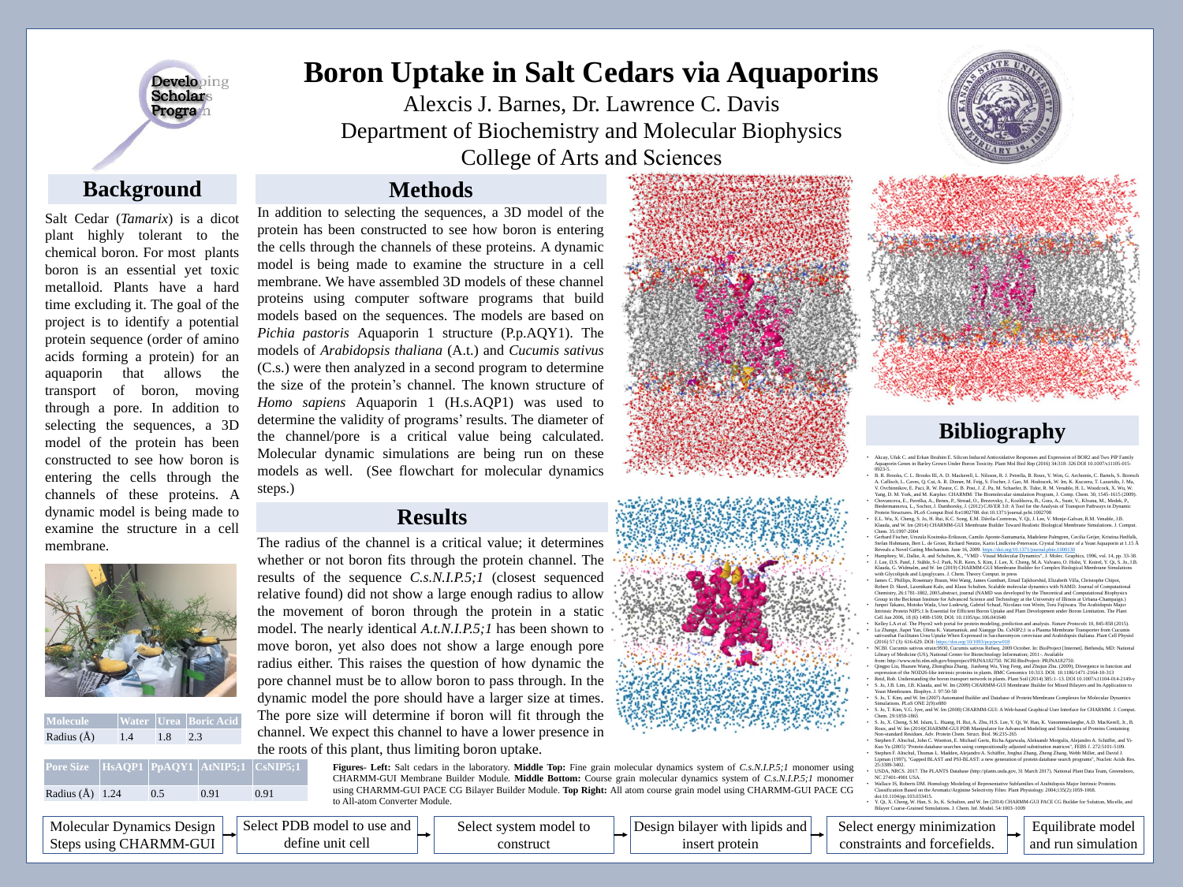# Boron Uptake in Salt Cedars via Aquaporins

Alexcis J. Barnes, Dr. Lawrence C. Davis

Department of Biochemistry and Molecular Biophysics

College of Arts and Sciences

## Background

Salt Cedar (*Tamarix*) is a dicot plant highly tolerant to the chemical boron. For most plants boron is an essential yet toxic metalloid. Plants have a hard time excluding it. The goal of the project is to identify a potential protein sequence (order of amino acids forming a protein) for an aquaporin that allows the transport of boron, moving through a pore. In addition to selecting the sequences, a 3D model of the protein has been constructed to see how boron is entering the cells through the channels of these proteins. A dynamic model is being made to examine the structure in a cell membrane.

| Molecule | Water | Urea | Boric Acid |
|---|---|---|---|
| Radius (Å) | 1.4 | 1.8 | 2.3 |

| Pore Size | HsAQP1 | PpAQY1 | AtNIP5;1 | CsNIP5;1 |
|---|---|---|---|---|
| Radius (Å) | 1.24 | 0.5 | 0.91 | 0.91 |

## Methods

In addition to selecting the sequences, a 3D model of the protein has been constructed to see how boron is entering the cells through the channels of these proteins. A dynamic model is being made to examine the structure in a cell membrane. We have assembled 3D models of these channel proteins using computer software programs that build models based on the sequences. The models are based on *Pichia pastoris* Aquaporin 1 structure (P.p.AQY1). The models of *Arabidopsis thaliana* (A.t.) and *Cucumis sativus* (C.s.) were then analyzed in a second program to determine the size of the protein's channel. The known structure of *Homo sapiens* Aquaporin 1 (H.s.AQP1) was used to determine the validity of programs' results. The diameter of the channel/pore is a critical value being calculated. Molecular dynamic simulations are being run on these models as well. (See flowchart for molecular dynamics steps.)

## Results

The radius of the channel is a critical value; it determines whether or not boron fits through the protein channel. The results of the sequence *C.s.N.I.P.5;1* (closest sequenced relative found) did not show a large enough radius to allow the movement of boron through the protein in a static model. The nearly identical *A.t.N.I.P.5;1* has been shown to move boron, yet also does not show a large enough pore radius either. This raises the question of how dynamic the pore channel must be to allow boron to pass through. In the dynamic model the pore should have a larger size at times. The pore size will determine if boron will fit through the channel. We expect this channel to have a lower presence in the roots of this plant, thus limiting boron uptake.

**Figures- Left:** Salt cedars in the laboratory. **Middle Top:** Fine grain molecular dynamics system of *C.s.N.I.P.5;1* monomer using CHARMM-GUI Membrane Builder Module. **Middle Bottom:** Course grain molecular dynamics system of *C.s.N.I.P.5;1* monomer using CHARMM-GUI PACE CG Bilayer Builder Module. **Top Right:** All atom course grain model using CHARMM-GUI PACE CG to All-atom Converter Module.

**Molecular Dynamics Design Steps using CHARMM-GUI** → Select PDB model to use and define unit cell → Select system model to construct → Design bilayer with lipids and insert protein → Select energy minimization constraints and forcefields. → Equilibrate model and run simulation

## Bibliography

- Akcay, Ufuk C. and Erkan Ibrahim E. Silicon Induced Antioxidative Responses and Expression of BOR2 and Two PIP Family Aquaporin Genes in Barley Grown Under Boron Toxicity. Plant Mol Biol Rep (2016) 34:318–326 DOI 10.1007/s11105-015-0923-5.
- B. R. Brooks, C. L. Brooks III, A. D. Mackerell, L. Nilsson, R. J. Petrella, B. Roux, Y. Won, G. Archontis, C. Bartels, S. Boresch, A. Caflisch, L. Caves, Q. Cui, A. R. Dinner, M. Feig, S. Fischer, J. Gao, M. Hodoscek, W. Im, K. Kuczera, T. Lazaridis, J. Ma, V. Ovchinnikov, E. Paci, R. W. Pastor, C. B. Post, J. Z. Pu, M. Schaefer, B. Tidor, R. M. Venable, H. L. Woodcock, X. Wu, W. Yang, D. M. York, and M. Karplus: CHARMM: The Biomolecular simulation Program, J. Comp. Chem. 30, 1545-1615 (2009).
- Chovancova, E., Pavelka, A., Benes, P., Strnad, O., Brezovsky, J., Kozlikova, B., Gora, A., Sustr, V., Klvana, M., Medek, P., Biedermannova, L., Sochor, J. Damborsky, J. (2012) CAVER 3.0: A Tool for the Analysis of Transport Pathways in Dynamic Protein Structures. PLoS Comput Biol 8:e1002708. doi:10.1371/journal.pcbi.1002708
- E.L. Wu, X. Cheng, S. Jo, H. Rui, K.C. Song, E.M. Dávila-Contreras, Y. Qi, J. Lee, V. Monje-Galvan, R.M. Venable, J.B. Klauda, and W. Im (2014) CHARMM-GUI Membrane Builder Toward Realistic Biological Membrane Simulations. J. Comput. Chem. 35:1997-2004
- Gerhard Fischer, Urszula Kosinska-Eriksson, Camilo Aponte-Santamaria, Madelene Palmgren, Cecilia Geijer, Kristina Hedfalk, Stefan Hohmann, Bert L. de Groot, Richard Neutze, Karin Lindkvist-Petersson. Crystal Structure of a Yeast Aquaporin at 1.15 Å Reveals a Novel Gating Mechanism. June 16, 2009. https://doi.org/10.1371/journal.pbio.1000130
- Humphrey, W., Dalke, A. and Schulten, K., "VMD - Visual Molecular Dynamics", J. Molec. Graphics, 1996, vol. 14, pp. 33-38.
- J. Lee, D.S. Patel, J. Ståhle, S-J. Park, N.R. Kern, S. Kim, J. Lee, X. Cheng, M.A. Valvano, O. Holst, Y. Knirel, Y. Qi, S. Jo, J.B. Klauda, G. Widmalm, and W. Im (2019) CHARMM-GUI Membrane Builder for Complex Biological Membrane Simulations with Glycolipids and Lipoglycans. J. Chem. Theory Comput. in press
- James C. Phillips, Rosemary Braun, Wei Wang, James Gumbart, Emad Tajkhorshid, Elizabeth Villa, Christophe Chipot, Robert D. Skeel, Laxmikant Kale, and Klaus Schulten. Scalable molecular dynamics with NAMD. Journal of Computational Chemistry, 26:1781-1802, 2005.abstract, journal (NAMD was developed by the Theoretical and Computational Biophysics Group in the Beckman Institute for Advanced Science and Technology at the University of Illinois at Urbana-Champaign.)
- Junpei Takano, Motoko Wada, Uwe Ludewig, Gabriel Schaaf, Nicolaus von Wirén, Toru Fujiwara. The Arabidopsis Major Intrinsic Protein NIP5;1 Is Essential for Efficient Boron Uptake and Plant Development under Boron Limitation. The Plant Cell Jun 2006, 18 (6) 1498-1509; DOI: 10.1105/tpc.106.041640
- Kelley LA *et al.* The Phyre2 web portal for protein modeling, prediction and analysis. *Nature Protocols* 10, 845-858 (2015).
- Lu Zhange, Jiapei Yan, Olena K. Vatamaniuk, and Xiangge Du. CsNIP2;1 is a Plasma Membrane Transporter from Cucumis sativusthat Facilitates Urea Uptake When Expressed in Saccharomyces cerevisiae and Arabidopsis thaliana. Plant Cell Physiol (2016) 57 (3): 616-629. DOI: https://doi.org/10.1093/pcp/pcw019
- NCBI. Cucumis sativus strain:9930, Cucumis sativus Refseq. 2009 October. In: BioProject [Internet]. Bethesda, MD: National Library of Medicine (US), National Center for Biotechnology Information; 2011-. Available from: http://www.ncbi.nlm.nih.gov/bioproject/PRJNA182750. NCBI:BioProject: PRJNA182750.
- Qingpo Liu, Huasen Wang, Zhonghua Zhang, Jiasheng Wu, Ying Feng, and Zhujun Zhu. (2009), Divergence in function and expression of the NOD26-like intrinsic proteins in plants. BMC Genomics 10:313. DOI: 10.1186/1471-2164-10-313
- Reid, Rob. Understanding the boron transport network in plants. Plant Soil (2014) 385:1–13. DOI 10.1007/s11104-014-2149-y
- S. Jo, J.B. Lim, J.B. Klauda, and W. Im (2009) CHARMM-GUI Membrane Builder for Mixed Bilayers and Its Application to Yeast Membranes. Biophys. J. 97:50-58
- S. Jo, T. Kim, and W. Im (2007) Automated Builder and Database of Protein/Membrane Complexes for Molecular Dynamics Simulations. PLoS ONE 2(9):e880
- S. Jo, T. Kim, V.G. Iyer, and W. Im (2008) CHARMM-GUI: A Web-based Graphical User Interface for CHARMM. J. Comput. Chem. 29:1859-1865
- S. Jo, X. Cheng, S.M. Islam, L. Huang, H. Rui, A. Zhu, H.S. Lee, Y. Qi, W. Han, K. Vanommeslaeghe, A.D. MacKerell, Jr., B. Roux, and W. Im (2014)CHARMM-GUI PDB Manipulator for Advanced Modeling and Simulations of Proteins Containing Non-standard Residues. Adv. Protein Chem. Struct. Biol. 96:235-265
- Stephen F. Altschul, John C. Wootton, E. Michael Gertz, Richa Agarwala, Aleksandr Morgulis, Alejandro A. Schäffer, and Yi-Kuo Yu (2005) "Protein database searches using compositionally adjusted substitution matrices", FEBS J. 272:5101-5109.
- Stephen F. Altschul, Thomas L. Madden, Alejandro A. Schäffer, Jinghui Zhang, Zheng Zhang, Webb Miller, and David J. Lipman (1997), "Gapped BLAST and PSI-BLAST: a new generation of protein database search programs", Nucleic Acids Res. 25:3389-3402.
- USDA, NRCS. 2017. The PLANTS Database (http://plants.usda.gov, 31 March 2017). National Plant Data Team, Greensboro, NC 27401-4901 USA.
- Wallace IS, Roberts DM. Homology Modeling of Representative Subfamilies of Arabidopsis Major Intrinsic Proteins. Classification Based on the Aromatic/Arginine Selectivity Filter. Plant Physiology. 2004;135(2):1059-1068. doi:10.1104/pp.103.033415.
- Y. Qi, X. Cheng, W. Han, S. Jo, K. Schulten, and W. Im (2014) CHARMM-GUI PACE CG Builder for Solution, Micelle, and Bilayer Coarse-Grained Simulations. J. Chem. Inf. Model. 54:1003–1009